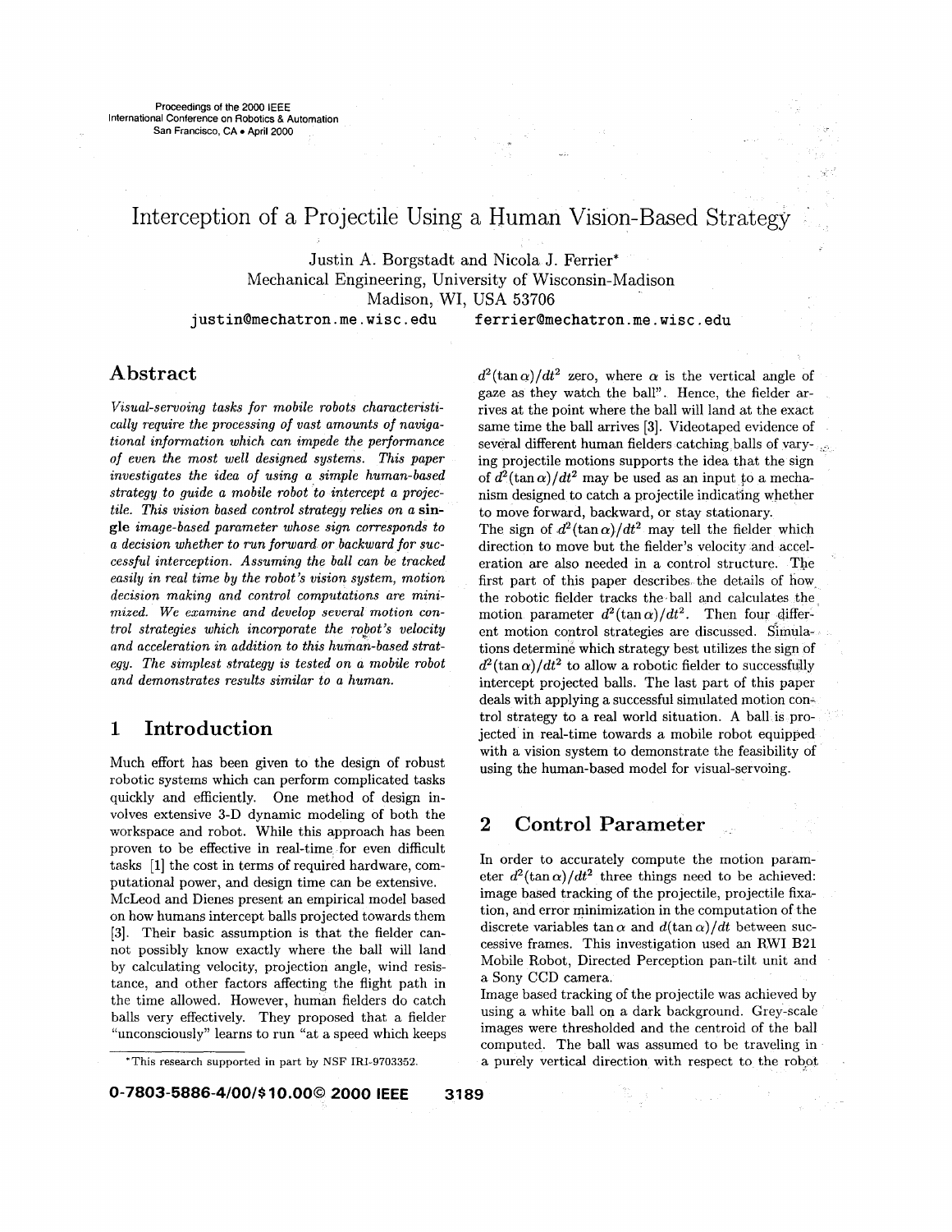# Interception of a Projectile Using a Human Vision-Based Strategy

Justin A. Borgstadt and Nicola J. Ferrier*
Mechanical Engineering, University of Wisconsin-Madison
Madison, WI, USA 53706

justin@mechatron.me.wisc.edu ferrier@mechatron.me.wisc.edu

## Abstract

*Visual-servoing tasks for mobile robots characteristically require the processing of vast amounts of navigational information which can impede the performance of even the most well designed systems. This paper investigates the idea of using a simple human-based strategy to guide a mobile robot to intercept a projectile. This vision based control strategy relies on a* **single** *image-based parameter whose sign corresponds to a decision whether to run forward or backward for successful interception. Assuming the ball can be tracked easily in real time by the robot's vision system, motion decision making and control computations are minimized. We examine and develop several motion control strategies which incorporate the robot's velocity and acceleration in addition to this human-based strategy. The simplest strategy is tested on a mobile robot and demonstrates results similar to a human.*

## 1 Introduction

Much effort has been given to the design of robust robotic systems which can perform complicated tasks quickly and efficiently. One method of design involves extensive 3-D dynamic modeling of both the workspace and robot. While this approach has been proven to be effective in real-time for even difficult tasks [1] the cost in terms of required hardware, computational power, and design time can be extensive.

McLeod and Dienes present an empirical model based on how humans intercept balls projected towards them [3]. Their basic assumption is that the fielder cannot possibly know exactly where the ball will land by calculating velocity, projection angle, wind resistance, and other factors affecting the flight path in the time allowed. However, human fielders do catch balls very effectively. They proposed that a fielder "unconsciously" learns to run "at a speed which keeps $d^2(\tan\alpha)/dt^2$ zero, where $\alpha$ is the vertical angle of gaze as they watch the ball". Hence, the fielder arrives at the point where the ball will land at the exact same time the ball arrives [3]. Videotaped evidence of several different human fielders catching balls of varying projectile motions supports the idea that the sign of $d^2(\tan\alpha)/dt^2$ may be used as an input to a mechanism designed to catch a projectile indicating whether to move forward, backward, or stay stationary.

The sign of $d^2(\tan\alpha)/dt^2$ may tell the fielder which direction to move but the fielder's velocity and acceleration are also needed in a control structure. The first part of this paper describes the details of how the robotic fielder tracks the ball and calculates the motion parameter $d^2(\tan\alpha)/dt^2$. Then four different motion control strategies are discussed. Simulations determine which strategy best utilizes the sign of $d^2(\tan\alpha)/dt^2$ to allow a robotic fielder to successfully intercept projected balls. The last part of this paper deals with applying a successful simulated motion control strategy to a real world situation. A ball is projected in real-time towards a mobile robot equipped with a vision system to demonstrate the feasibility of using the human-based model for visual-servoing.

## 2 Control Parameter

In order to accurately compute the motion parameter $d^2(\tan\alpha)/dt^2$ three things need to be achieved: image based tracking of the projectile, projectile fixation, and error minimization in the computation of the discrete variables $\tan\alpha$ and $d(\tan\alpha)/dt$ between successive frames. This investigation used an RWI B21 Mobile Robot, Directed Perception pan-tilt unit and a Sony CCD camera.

Image based tracking of the projectile was achieved by using a white ball on a dark background. Grey-scale images were thresholded and the centroid of the ball computed. The ball was assumed to be traveling in a purely vertical direction with respect to the robot

*This research supported in part by NSF IRI-9703352.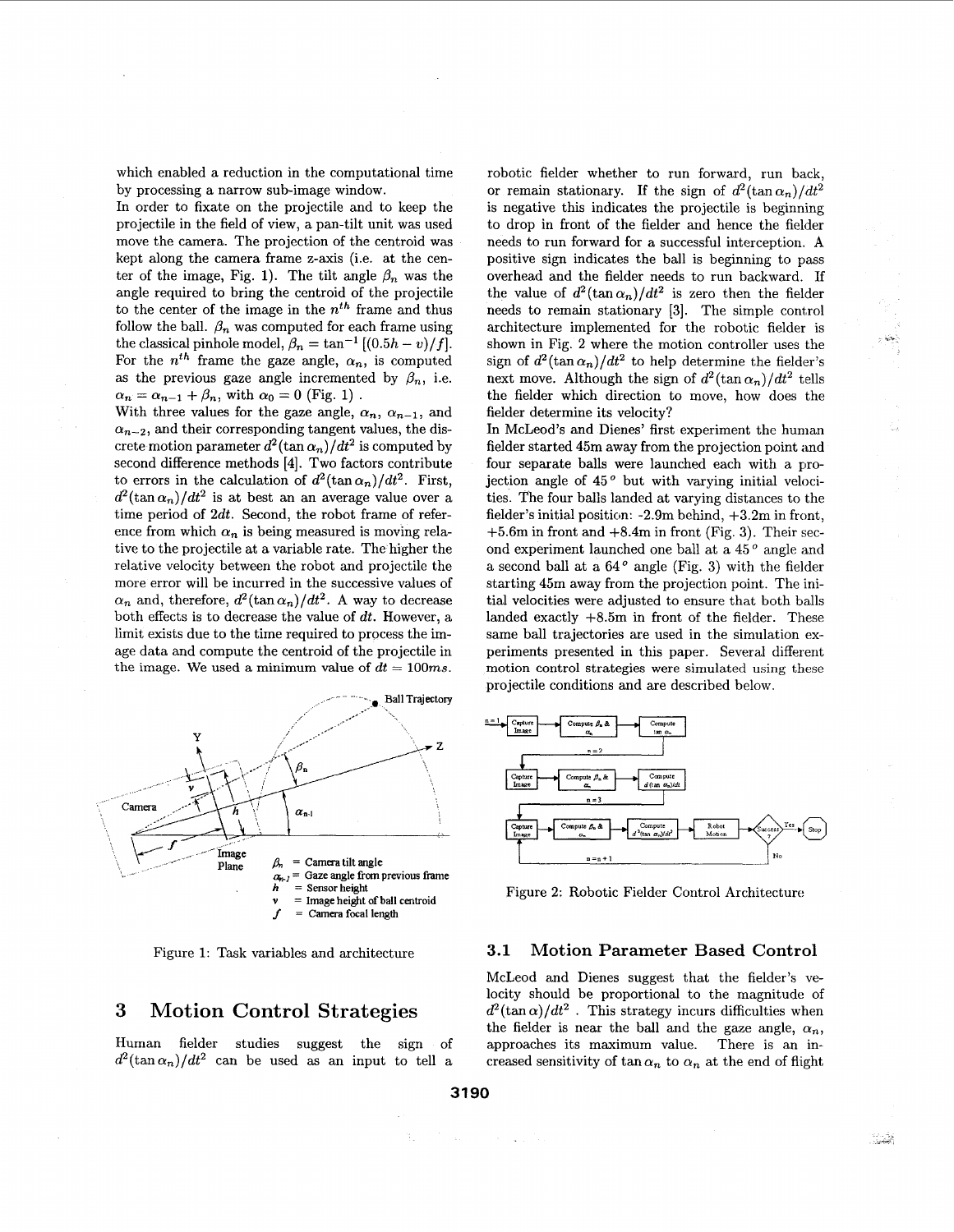which enabled a reduction in the computational time by processing a narrow sub-image window.

In order to fixate on the projectile and to keep the projectile in the field of view, a pan-tilt unit was used move the camera. The projection of the centroid was kept along the camera frame z-axis (i.e. at the center of the image, Fig. 1). The tilt angle $\beta_n$ was the angle required to bring the centroid of the projectile to the center of the image in the $n^{th}$ frame and thus follow the ball. $\beta_n$ was computed for each frame using the classical pinhole model, $\beta_n = \tan^{-1}[(0.5h - v)/f]$. For the $n^{th}$ frame the gaze angle, $\alpha_n$, is computed as the previous gaze angle incremented by $\beta_n$, i.e. $\alpha_n = \alpha_{n-1} + \beta_n$, with $\alpha_0 = 0$ (Fig. 1).

With three values for the gaze angle, $\alpha_n$, $\alpha_{n-1}$, and $\alpha_{n-2}$, and their corresponding tangent values, the discrete motion parameter $d^2(\tan\alpha_n)/dt^2$ is computed by second difference methods [4]. Two factors contribute to errors in the calculation of $d^2(\tan\alpha_n)/dt^2$. First, $d^2(\tan\alpha_n)/dt^2$ is at best an an average value over a time period of $2dt$. Second, the robot frame of reference from which $\alpha_n$ is being measured is moving relative to the projectile at a variable rate. The higher the relative velocity between the robot and projectile the more error will be incurred in the successive values of $\alpha_n$ and, therefore, $d^2(\tan\alpha_n)/dt^2$. A way to decrease both effects is to decrease the value of $dt$. However, a limit exists due to the time required to process the image data and compute the centroid of the projectile in the image. We used a minimum value of $dt = 100ms$.

Ball Trajectory

$\beta_n$ = Camera tilt angle
$\alpha_{n-1}$ = Gaze angle from previous frame
$h$ = Sensor height
$v$ = Image height of ball centroid
$f$ = Camera focal length

Figure 1: Task variables and architecture

# 3 Motion Control Strategies

Human fielder studies suggest the sign of $d^2(\tan\alpha_n)/dt^2$ can be used as an input to tell a robotic fielder whether to run forward, run back, or remain stationary. If the sign of $d^2(\tan\alpha_n)/dt^2$ is negative this indicates the projectile is beginning to drop in front of the fielder and hence the fielder needs to run forward for a successful interception. A positive sign indicates the ball is beginning to pass overhead and the fielder needs to run backward. If the value of $d^2(\tan\alpha_n)/dt^2$ is zero then the fielder needs to remain stationary [3]. The simple control architecture implemented for the robotic fielder is shown in Fig. 2 where the motion controller uses the sign of $d^2(\tan\alpha_n)/dt^2$ to help determine the fielder's next move. Although the sign of $d^2(\tan\alpha_n)/dt^2$ tells the fielder which direction to move, how does the fielder determine its velocity?

In McLeod's and Dienes' first experiment the human fielder started 45m away from the projection point and four separate balls were launched each with a projection angle of 45° but with varying initial velocities. The four balls landed at varying distances to the fielder's initial position: -2.9m behind, +3.2m in front, +5.6m in front and +8.4m in front (Fig. 3). Their second experiment launched one ball at a 45° angle and a second ball at a 64° angle (Fig. 3) with the fielder starting 45m away from the projection point. The initial velocities were adjusted to ensure that both balls landed exactly +8.5m in front of the fielder. These same ball trajectories are used in the simulation experiments presented in this paper. Several different motion control strategies were simulated using these projectile conditions and are described below.

Figure 2: Robotic Fielder Control Architecture

## 3.1 Motion Parameter Based Control

McLeod and Dienes suggest that the fielder's velocity should be proportional to the magnitude of $d^2(\tan\alpha)/dt^2$. This strategy incurs difficulties when the fielder is near the ball and the gaze angle, $\alpha_n$, approaches its maximum value. There is an increased sensitivity of $\tan\alpha_n$ to $\alpha_n$ at the end of flight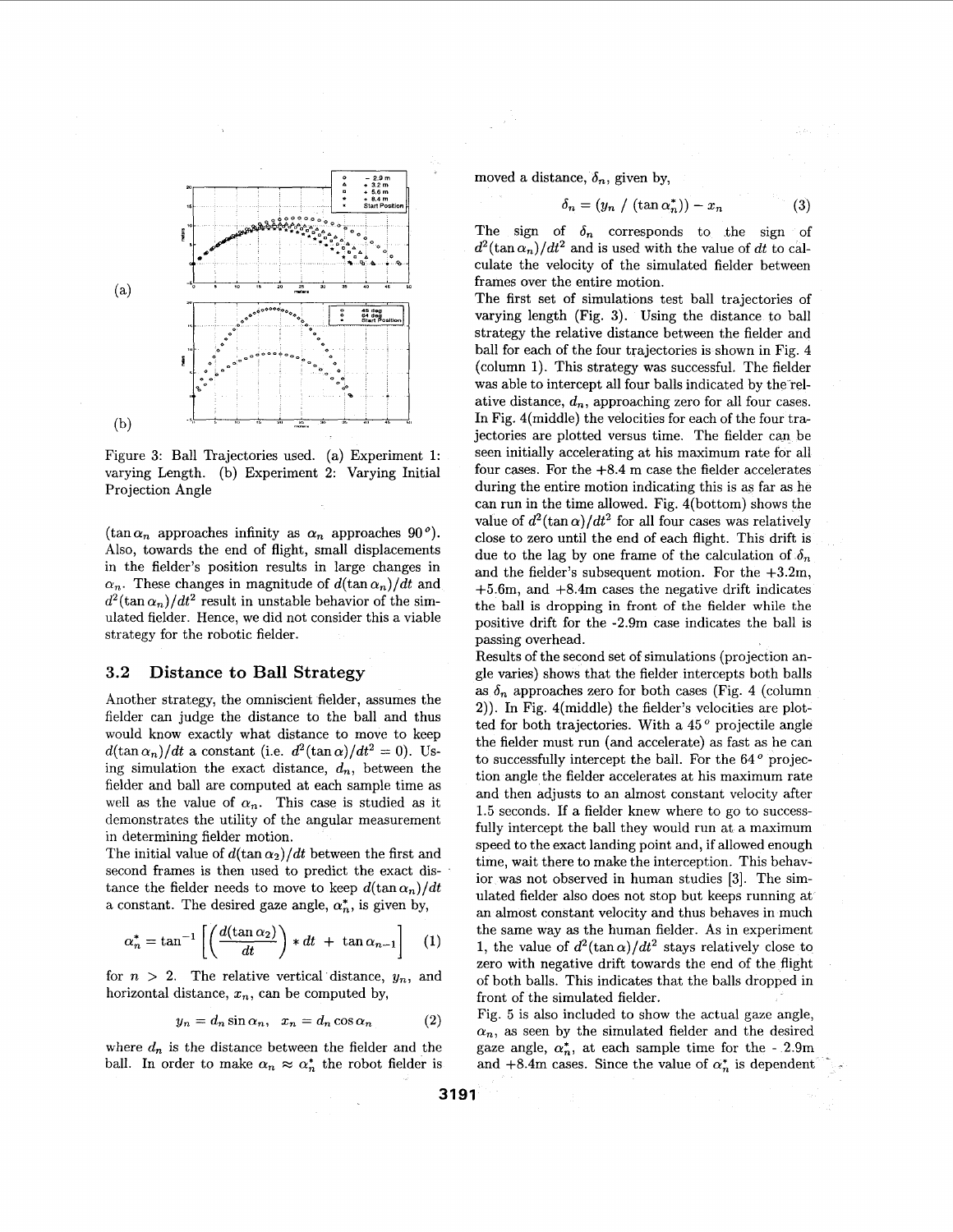Figure 3: Ball Trajectories used. (a) Experiment 1: varying Length. (b) Experiment 2: Varying Initial Projection Angle

($\tan \alpha_n$ approaches infinity as $\alpha_n$ approaches $90^o$). Also, towards the end of flight, small displacements in the fielder's position results in large changes in $\alpha_n$. These changes in magnitude of $d(\tan \alpha_n)/dt$ and $d^2(\tan \alpha_n)/dt^2$ result in unstable behavior of the simulated fielder. Hence, we did not consider this a viable strategy for the robotic fielder.

### 3.2 Distance to Ball Strategy

Another strategy, the omniscient fielder, assumes the fielder can judge the distance to the ball and thus would know exactly what distance to move to keep $d(\tan \alpha_n)/dt$ a constant (i.e. $d^2(\tan \alpha)/dt^2 = 0$). Using simulation the exact distance, $d_n$, between the fielder and ball are computed at each sample time as well as the value of $\alpha_n$. This case is studied as it demonstrates the utility of the angular measurement in determining fielder motion.

The initial value of $d(\tan \alpha_2)/dt$ between the first and second frames is then used to predict the exact distance the fielder needs to move to keep $d(\tan \alpha_n)/dt$ a constant. The desired gaze angle, $\alpha_n^*$, is given by,

$$\alpha_n^* = \tan^{-1}\left[\left(\frac{d(\tan \alpha_2)}{dt}\right) * dt \; + \; \tan \alpha_{n-1}\right] \quad (1)$$

for $n > 2$. The relative vertical distance, $y_n$, and horizontal distance, $x_n$, can be computed by,

$$y_n = d_n \sin \alpha_n, \quad x_n = d_n \cos \alpha_n \quad (2)$$

where $d_n$ is the distance between the fielder and the ball. In order to make $\alpha_n \approx \alpha_n^*$ the robot fielder is moved a distance, $\delta_n$, given by,

$$\delta_n = (y_n \;/\; (\tan \alpha_n^*)) - x_n \quad (3)$$

The sign of $\delta_n$ corresponds to the sign of $d^2(\tan \alpha_n)/dt^2$ and is used with the value of $dt$ to calculate the velocity of the simulated fielder between frames over the entire motion.

The first set of simulations test ball trajectories of varying length (Fig. 3). Using the distance to ball strategy the relative distance between the fielder and ball for each of the four trajectories is shown in Fig. 4 (column 1). This strategy was successful. The fielder was able to intercept all four balls indicated by the relative distance, $d_n$, approaching zero for all four cases. In Fig. 4(middle) the velocities for each of the four trajectories are plotted versus time. The fielder can be seen initially accelerating at his maximum rate for all four cases. For the +8.4 m case the fielder accelerates during the entire motion indicating this is as far as he can run in the time allowed. Fig. 4(bottom) shows the value of $d^2(\tan \alpha)/dt^2$ for all four cases was relatively close to zero until the end of each flight. This drift is due to the lag by one frame of the calculation of $\delta_n$ and the fielder's subsequent motion. For the +3.2m, +5.6m, and +8.4m cases the negative drift indicates the ball is dropping in front of the fielder while the positive drift for the -2.9m case indicates the ball is passing overhead.

Results of the second set of simulations (projection angle varies) shows that the fielder intercepts both balls as $\delta_n$ approaches zero for both cases (Fig. 4 (column 2)). In Fig. 4(middle) the fielder's velocities are plotted for both trajectories. With a $45^o$ projectile angle the fielder must run (and accelerate) as fast as he can to successfully intercept the ball. For the $64^o$ projection angle the fielder accelerates at his maximum rate and then adjusts to an almost constant velocity after 1.5 seconds. If a fielder knew where to go to successfully intercept the ball they would run at a maximum speed to the exact landing point and, if allowed enough time, wait there to make the interception. This behavior was not observed in human studies [3]. The simulated fielder also does not stop but keeps running at an almost constant velocity and thus behaves in much the same way as the human fielder. As in experiment 1, the value of $d^2(\tan \alpha)/dt^2$ stays relatively close to zero with negative drift towards the end of the flight of both balls. This indicates that the balls dropped in front of the simulated fielder.

Fig. 5 is also included to show the actual gaze angle, $\alpha_n$, as seen by the simulated fielder and the desired gaze angle, $\alpha_n^*$, at each sample time for the -2.9m and +8.4m cases. Since the value of $\alpha_n^*$ is dependent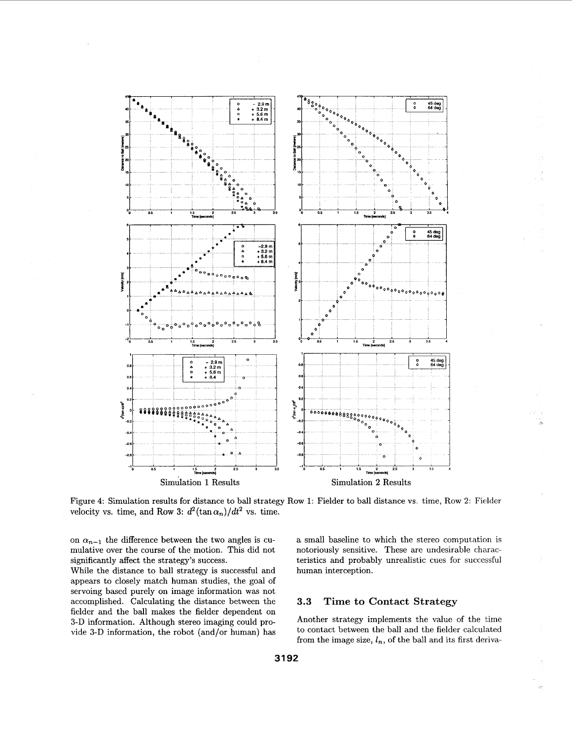Simulation 1 Results

Simulation 2 Results

Figure 4: Simulation results for distance to ball strategy Row 1: Fielder to ball distance vs. time, Row 2: Fielder velocity vs. time, and Row 3: $d^2(\tan\alpha_n)/dt^2$ vs. time.

on $\alpha_{n-1}$ the difference between the two angles is cumulative over the course of the motion. This did not significantly affect the strategy's success.

While the distance to ball strategy is successful and appears to closely match human studies, the goal of servoing based purely on image information was not accomplished. Calculating the distance between the fielder and the ball makes the fielder dependent on 3-D information. Although stereo imaging could provide 3-D information, the robot (and/or human) has a small baseline to which the stereo computation is notoriously sensitive. These are undesirable characteristics and probably unrealistic cues for successful human interception.

### 3.3 Time to Contact Strategy

Another strategy implements the value of the time to contact between the ball and the fielder calculated from the image size, $l_n$, of the ball and its first deriva-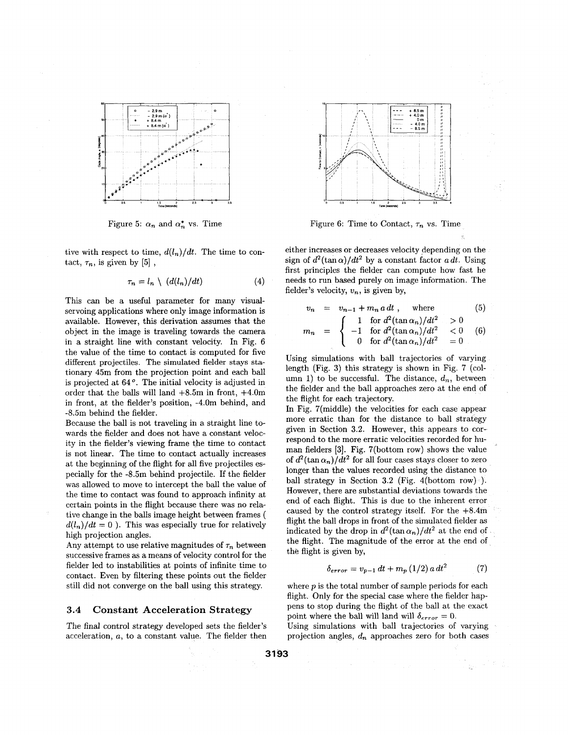Figure 5: $\alpha_n$ and $\alpha_n^*$ vs. Time

Figure 6: Time to Contact, $\tau_n$ vs. Time

tive with respect to time, $d(l_n)/dt$. The time to contact, $\tau_n$, is given by [5] ,

$$\tau_n = l_n \setminus (d(l_n)/dt) \tag{4}$$

This can be a useful parameter for many visual-servoing applications where only image information is available. However, this derivation assumes that the object in the image is traveling towards the camera in a straight line with constant velocity. In Fig. 6 the value of the time to contact is computed for five different projectiles. The simulated fielder stays stationary 45m from the projection point and each ball is projected at 64°. The initial velocity is adjusted in order that the balls will land +8.5m in front, +4.0m in front, at the fielder's position, -4.0m behind, and -8.5m behind the fielder.

Because the ball is not traveling in a straight line towards the fielder and does not have a constant velocity in the fielder's viewing frame the time to contact is not linear. The time to contact actually increases at the beginning of the flight for all five projectiles especially for the -8.5m behind projectile. If the fielder was allowed to move to intercept the ball the value of the time to contact was found to approach infinity at certain points in the flight because there was no relative change in the balls image height between frames ( $d(l_n)/dt = 0$ ). This was especially true for relatively high projection angles.

Any attempt to use relative magnitudes of $\tau_n$ between successive frames as a means of velocity control for the fielder led to instabilities at points of infinite time to contact. Even by filtering these points out the fielder still did not converge on the ball using this strategy.

### 3.4 Constant Acceleration Strategy

The final control strategy developed sets the fielder's acceleration, $a$, to a constant value. The fielder then either increases or decreases velocity depending on the sign of $d^2(\tan\alpha)/dt^2$ by a constant factor $a\,dt$. Using first principles the fielder can compute how fast he needs to run based purely on image information. The fielder's velocity, $v_n$, is given by,

$$v_n = v_{n-1} + m_n\, a\, dt\,, \quad \text{where} \tag{5}$$

$$m_n = \begin{cases} 1 & \text{for } d^2(\tan\alpha_n)/dt^2 > 0 \\ -1 & \text{for } d^2(\tan\alpha_n)/dt^2 < 0 \\ 0 & \text{for } d^2(\tan\alpha_n)/dt^2 = 0 \end{cases} \tag{6}$$

Using simulations with ball trajectories of varying length (Fig. 3) this strategy is shown in Fig. 7 (column 1) to be successful. The distance, $d_n$, between the fielder and the ball approaches zero at the end of the flight for each trajectory.

In Fig. 7(middle) the velocities for each case appear more erratic than for the distance to ball strategy given in Section 3.2. However, this appears to correspond to the more erratic velocities recorded for human fielders [3]. Fig. 7(bottom row) shows the value of $d^2(\tan\alpha_n)/dt^2$ for all four cases stays closer to zero longer than the values recorded using the distance to ball strategy in Section 3.2 (Fig. 4(bottom row) ). However, there are substantial deviations towards the end of each flight. This is due to the inherent error caused by the control strategy itself. For the +8.4m flight the ball drops in front of the simulated fielder as indicated by the drop in $d^2(\tan\alpha_n)/dt^2$ at the end of the flight. The magnitude of the error at the end of the flight is given by,

$$\delta_{error} = v_{p-1}\, dt + m_p\, (1/2)\, a\, dt^2 \tag{7}$$

where $p$ is the total number of sample periods for each flight. Only for the special case where the fielder happens to stop during the flight of the ball at the exact point where the ball will land will $\delta_{error} = 0$.

Using simulations with ball trajectories of varying projection angles, $d_n$ approaches zero for both cases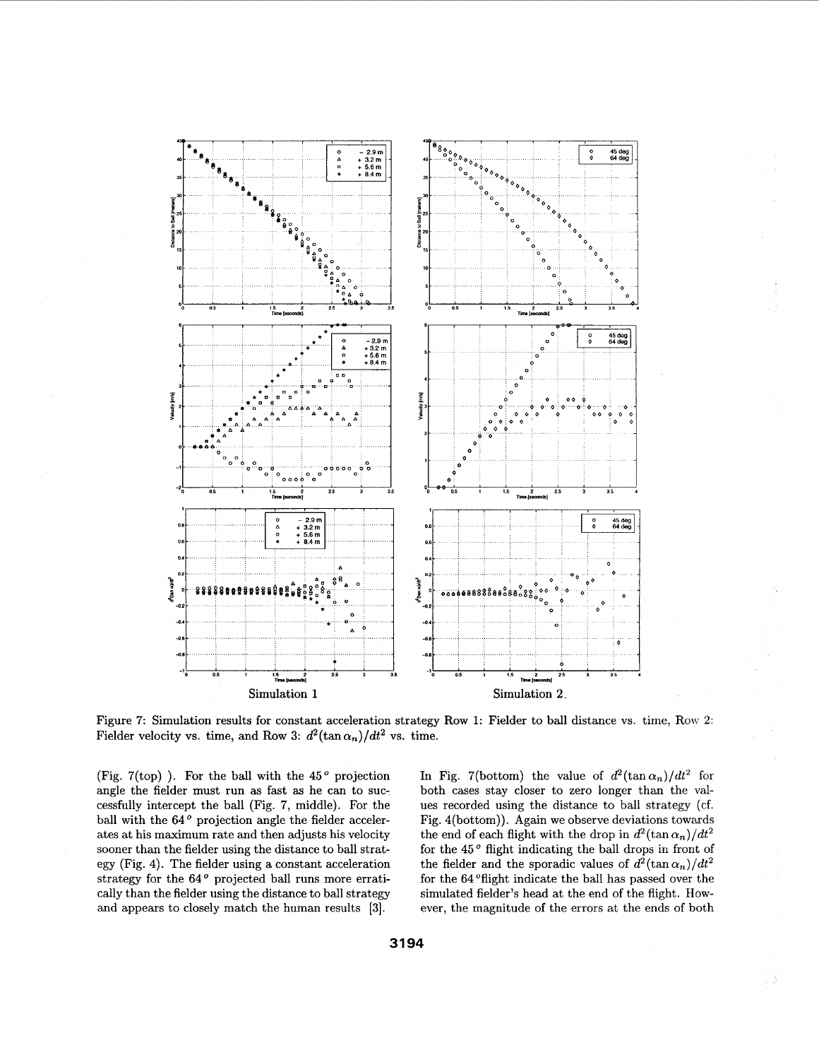Simulation 1

Simulation 2.

Figure 7: Simulation results for constant acceleration strategy Row 1: Fielder to ball distance vs. time, Row 2: Fielder velocity vs. time, and Row 3: $d^2(\tan \alpha_n)/dt^2$ vs. time.

(Fig. 7(top) ). For the ball with the 45° projection angle the fielder must run as fast as he can to successfully intercept the ball (Fig. 7, middle). For the ball with the 64° projection angle the fielder accelerates at his maximum rate and then adjusts his velocity sooner than the fielder using the distance to ball strategy (Fig. 4). The fielder using a constant acceleration strategy for the 64° projected ball runs more erratically than the fielder using the distance to ball strategy and appears to closely match the human results [3].

In Fig. 7(bottom) the value of $d^2(\tan \alpha_n)/dt^2$ for both cases stay closer to zero longer than the values recorded using the distance to ball strategy (cf. Fig. 4(bottom)). Again we observe deviations towards the end of each flight with the drop in $d^2(\tan \alpha_n)/dt^2$ for the 45° flight indicating the ball drops in front of the fielder and the sporadic values of $d^2(\tan \alpha_n)/dt^2$ for the 64°flight indicate the ball has passed over the simulated fielder's head at the end of the flight. However, the magnitude of the errors at the ends of both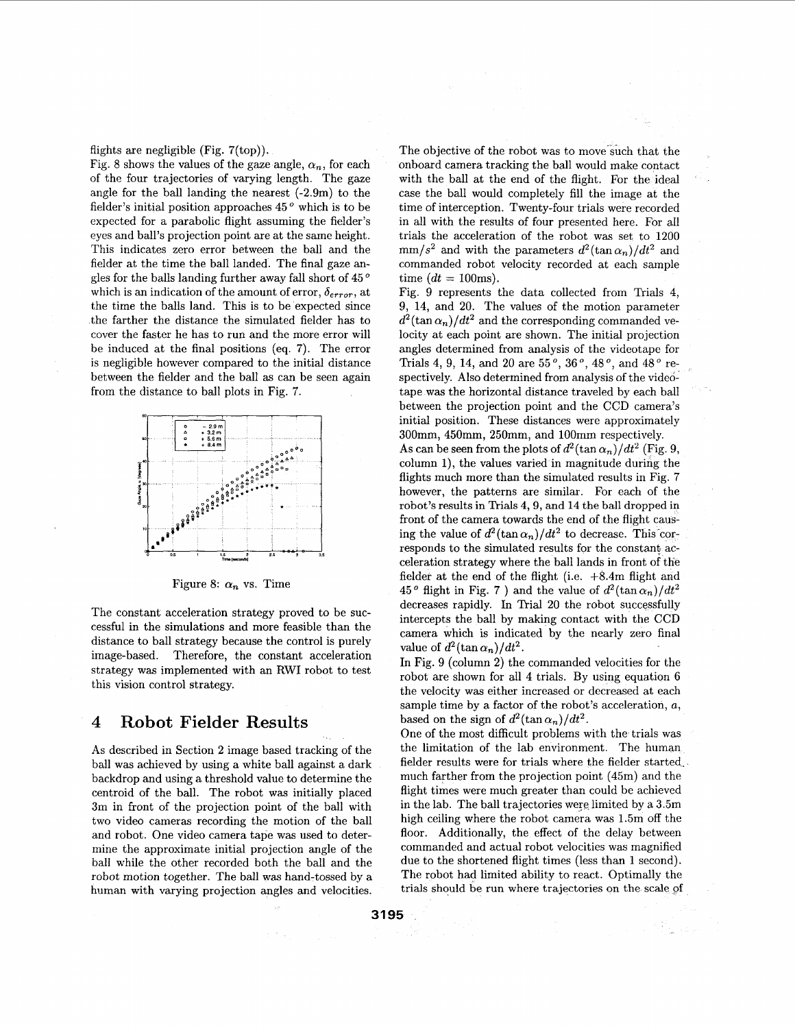flights are negligible (Fig. 7(top)).

Fig. 8 shows the values of the gaze angle, $\alpha_n$, for each of the four trajectories of varying length. The gaze angle for the ball landing the nearest (-2.9m) to the fielder's initial position approaches 45° which is to be expected for a parabolic flight assuming the fielder's eyes and ball's projection point are at the same height. This indicates zero error between the ball and the fielder at the time the ball landed. The final gaze angles for the balls landing further away fall short of 45° which is an indication of the amount of error, $\delta_{error}$, at the time the balls land. This is to be expected since the farther the distance the simulated fielder has to cover the faster he has to run and the more error will be induced at the final positions (eq. 7). The error is negligible however compared to the initial distance between the fielder and the ball as can be seen again from the distance to ball plots in Fig. 7.

Figure 8: $\alpha_n$ vs. Time

The constant acceleration strategy proved to be successful in the simulations and more feasible than the distance to ball strategy because the control is purely image-based. Therefore, the constant acceleration strategy was implemented with an RWI robot to test this vision control strategy.

# 4 Robot Fielder Results

As described in Section 2 image based tracking of the ball was achieved by using a white ball against a dark backdrop and using a threshold value to determine the centroid of the ball. The robot was initially placed 3m in front of the projection point of the ball with two video cameras recording the motion of the ball and robot. One video camera tape was used to determine the approximate initial projection angle of the ball while the other recorded both the ball and the robot motion together. The ball was hand-tossed by a human with varying projection angles and velocities.

The objective of the robot was to move such that the onboard camera tracking the ball would make contact with the ball at the end of the flight. For the ideal case the ball would completely fill the image at the time of interception. Twenty-four trials were recorded in all with the results of four presented here. For all trials the acceleration of the robot was set to 1200 mm/$s^2$ and with the parameters $d^2(\tan\alpha_n)/dt^2$ and commanded robot velocity recorded at each sample time ($dt$ = 100ms).

Fig. 9 represents the data collected from Trials 4, 9, 14, and 20. The values of the motion parameter $d^2(\tan\alpha_n)/dt^2$ and the corresponding commanded velocity at each point are shown. The initial projection angles determined from analysis of the videotape for Trials 4, 9, 14, and 20 are 55°, 36°, 48°, and 48° respectively. Also determined from analysis of the videotape was the horizontal distance traveled by each ball between the projection point and the CCD camera's initial position. These distances were approximately 300mm, 450mm, 250mm, and 100mm respectively.

As can be seen from the plots of $d^2(\tan\alpha_n)/dt^2$ (Fig. 9, column 1), the values varied in magnitude during the flights much more than the simulated results in Fig. 7 however, the patterns are similar. For each of the robot's results in Trials 4, 9, and 14 the ball dropped in front of the camera towards the end of the flight causing the value of $d^2(\tan\alpha_n)/dt^2$ to decrease. This corresponds to the simulated results for the constant acceleration strategy where the ball lands in front of the fielder at the end of the flight (i.e. +8.4m flight and 45° flight in Fig. 7 ) and the value of $d^2(\tan\alpha_n)/dt^2$ decreases rapidly. In Trial 20 the robot successfully intercepts the ball by making contact with the CCD camera which is indicated by the nearly zero final value of $d^2(\tan\alpha_n)/dt^2$.

In Fig. 9 (column 2) the commanded velocities for the robot are shown for all 4 trials. By using equation 6 the velocity was either increased or decreased at each sample time by a factor of the robot's acceleration, $a$, based on the sign of $d^2(\tan\alpha_n)/dt^2$.

One of the most difficult problems with the trials was the limitation of the lab environment. The human fielder results were for trials where the fielder started much farther from the projection point (45m) and the flight times were much greater than could be achieved in the lab. The ball trajectories were limited by a 3.5m high ceiling where the robot camera was 1.5m off the floor. Additionally, the effect of the delay between commanded and actual robot velocities was magnified due to the shortened flight times (less than 1 second). The robot had limited ability to react. Optimally the trials should be run where trajectories on the scale of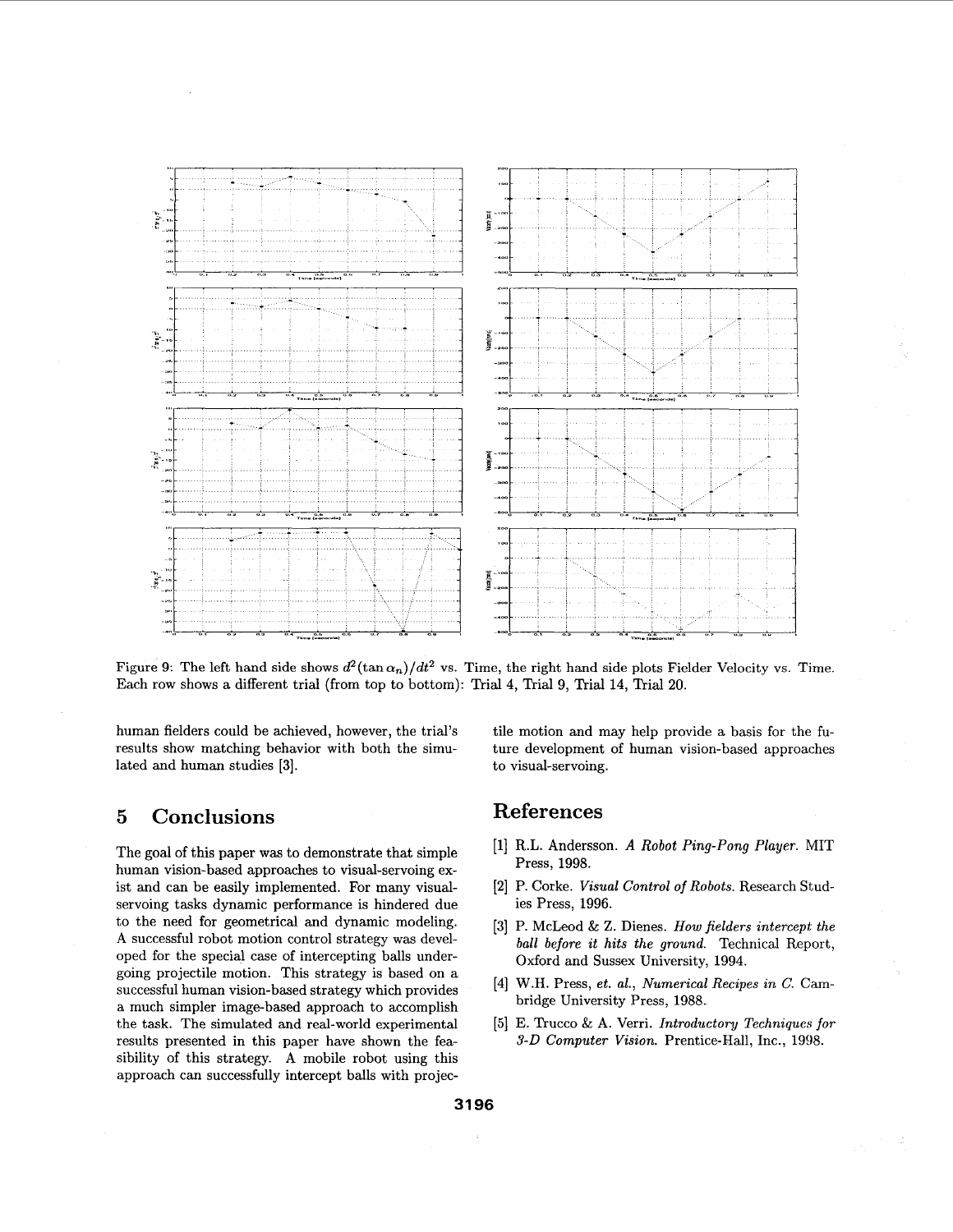Figure 9: The left hand side shows $d^2(\tan \alpha_n)/dt^2$ vs. Time, the right hand side plots Fielder Velocity vs. Time. Each row shows a different trial (from top to bottom): Trial 4, Trial 9, Trial 14, Trial 20.

human fielders could be achieved, however, the trial's results show matching behavior with both the simulated and human studies [3].

## 5 Conclusions

The goal of this paper was to demonstrate that simple human vision-based approaches to visual-servoing exist and can be easily implemented. For many visual-servoing tasks dynamic performance is hindered due to the need for geometrical and dynamic modeling. A successful robot motion control strategy was developed for the special case of intercepting balls undergoing projectile motion. This strategy is based on a successful human vision-based strategy which provides a much simpler image-based approach to accomplish the task. The simulated and real-world experimental results presented in this paper have shown the feasibility of this strategy. A mobile robot using this approach can successfully intercept balls with projectile motion and may help provide a basis for the future development of human vision-based approaches to visual-servoing.

## References

[1] R.L. Andersson. *A Robot Ping-Pong Player.* MIT Press, 1998.

[2] P. Corke. *Visual Control of Robots.* Research Studies Press, 1996.

[3] P. McLeod & Z. Dienes. *How fielders intercept the ball before it hits the ground.* Technical Report, Oxford and Sussex University, 1994.

[4] W.H. Press, *et. al.*, *Numerical Recipes in C.* Cambridge University Press, 1988.

[5] E. Trucco & A. Verri. *Introductory Techniques for 3-D Computer Vision.* Prentice-Hall, Inc., 1998.